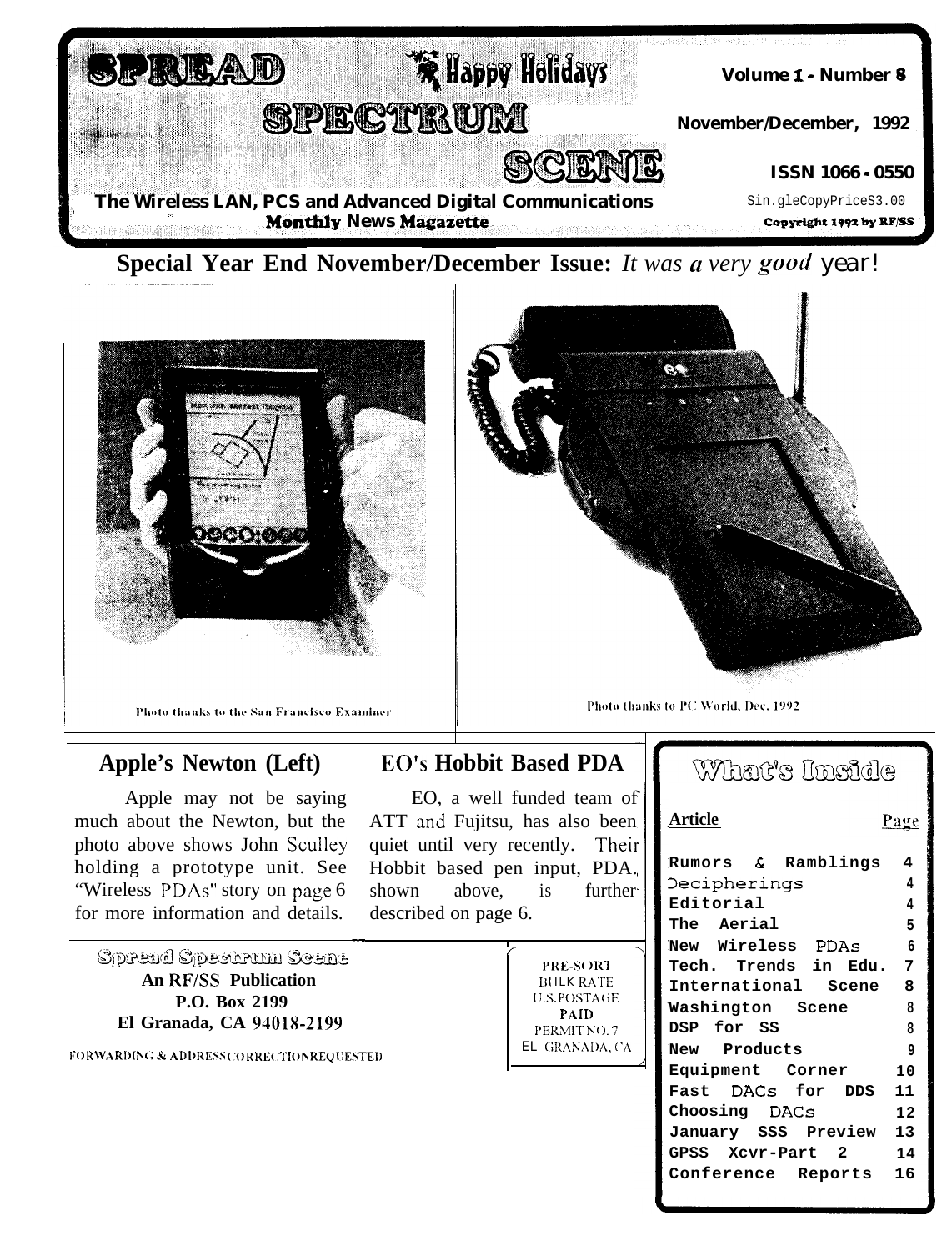# Spread Spectrum Scene

Happy Holidays

Volume 1 - Number 8

November/December, 1992

ISSN 1066 - 0550

The Wireless LAN, PCS and Advanced Digital Communications Monthly News Magazette

Single Copy Price $3.00

Copyright 1992 by RF/SS

**Special Year End November/December Issue:** *It was a very good year!*

Photo thanks to the San Francisco Examiner

Photo thanks to PC World, Dec. 1992

## Apple's Newton (Left)

Apple may not be saying much about the Newton, but the photo above shows John Sculley holding a prototype unit. See "Wireless PDAs" story on page 6 for more information and details.

## EO's Hobbit Based PDA

EO, a well funded team of ATT and Fujitsu, has also been quiet until very recently. Their Hobbit based pen input, PDA, shown above, is further described on page 6.

## What's Inside

| Article | Page |
| --- | --- |
| Rumors & Ramblings | 4 |
| Decipherings | 4 |
| Editorial | 4 |
| The Aerial | 5 |
| New Wireless PDAs | 6 |
| Tech. Trends in Edu. | 7 |
| International Scene | 8 |
| Washington Scene | 8 |
| DSP for SS | 8 |
| New Products | 9 |
| Equipment Corner | 10 |
| Fast DACs for DDS | 11 |
| Choosing DACs | 12 |
| January SSS Preview | 13 |
| GPSS Xcvr-Part 2 | 14 |
| Conference Reports | 16 |

**Spread Spectrum Scene**
**An RF/SS Publication**
**P.O. Box 2199**
**El Granada, CA 94018-2199**

FORWARDING & ADDRESS CORRECTION REQUESTED

PRE-SORT
BULK RATE
U.S. POSTAGE
PAID
PERMIT NO. 7
EL GRANADA, CA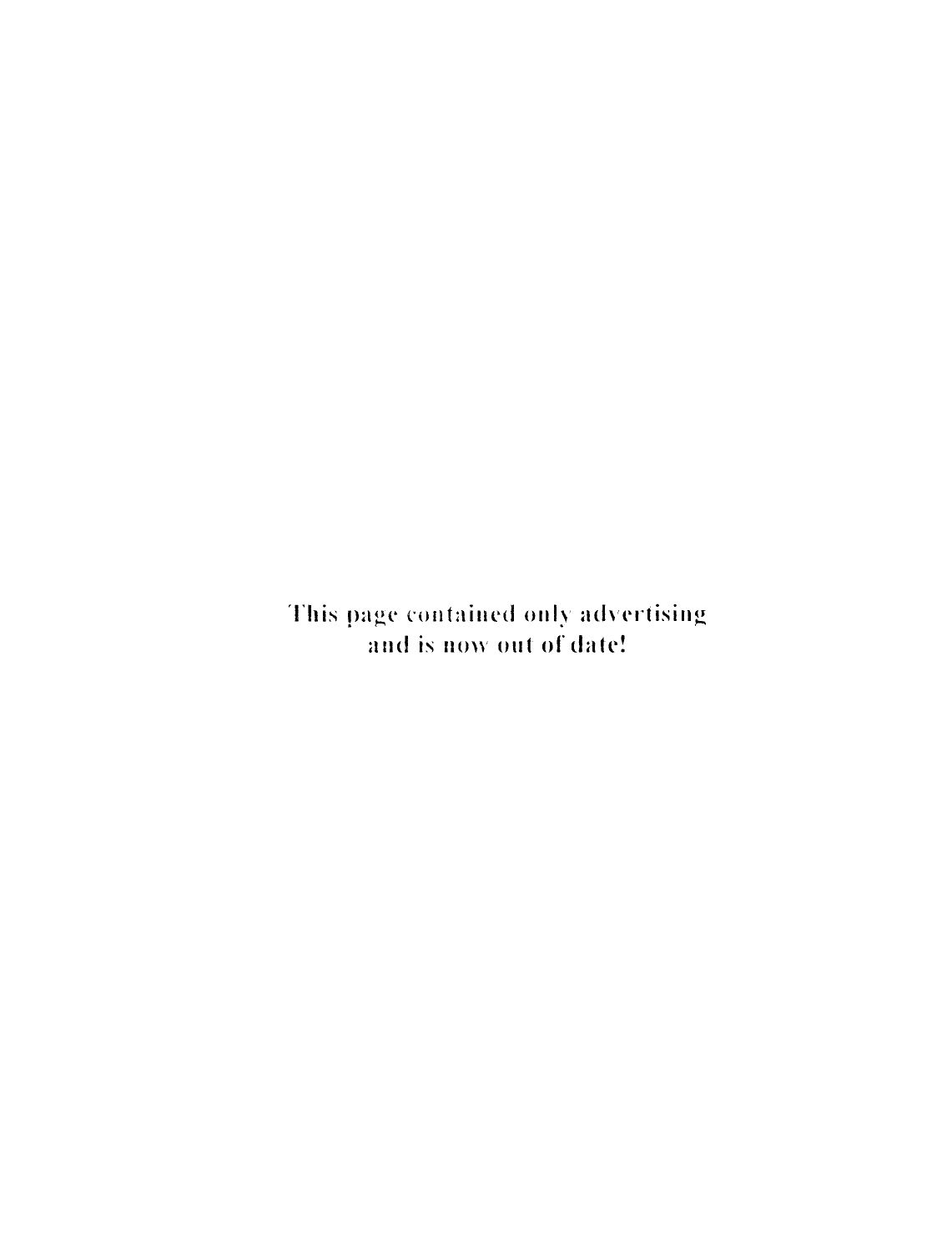This page contained only advertising and is now out of date!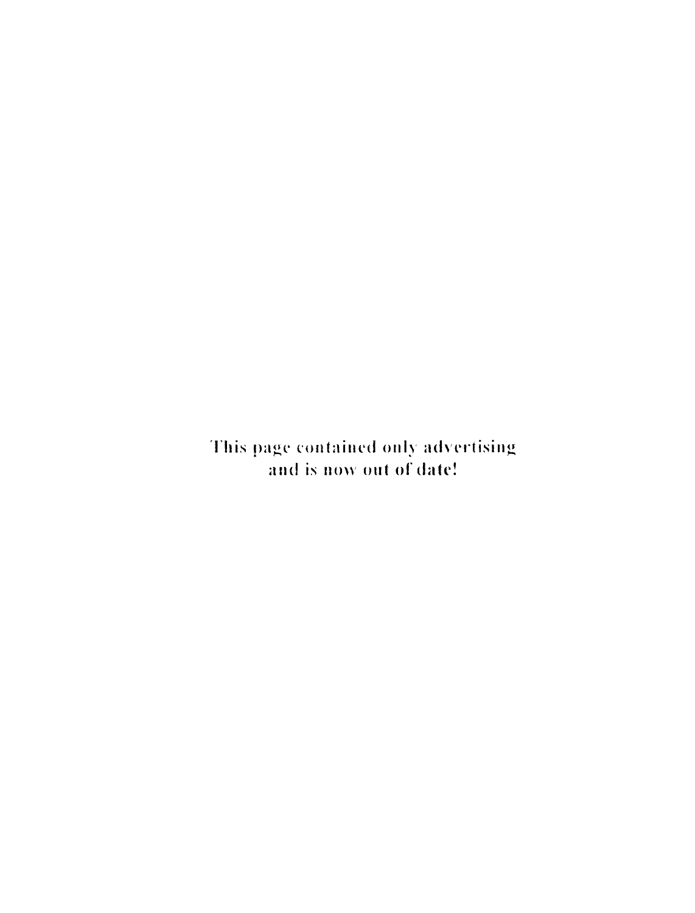This page contained only advertising
and is now out of date!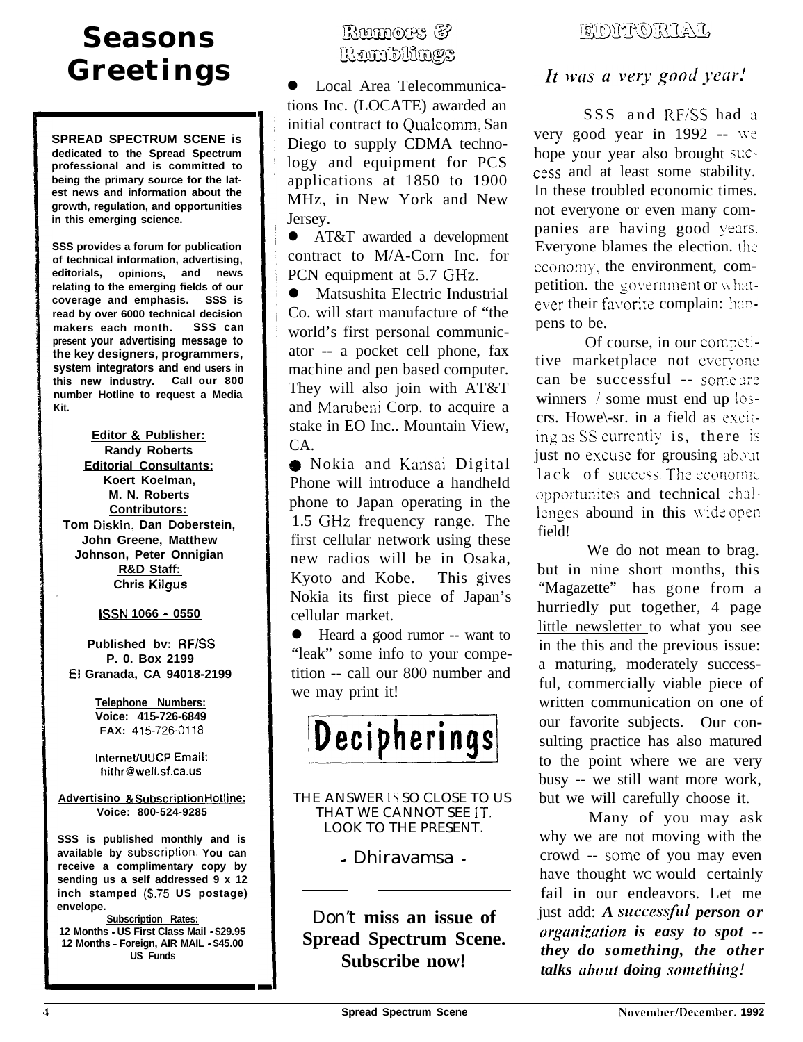# Seasons Greetings

**SPREAD SPECTRUM SCENE is dedicated to the Spread Spectrum professional and is committed to being the primary source for the latest news and information about the growth, regulation, and opportunities in this emerging science.**

**SSS provides a forum for publication of technical information, advertising, editorials, opinions, and news relating to the emerging fields of our coverage and emphasis. SSS is read by over 6000 technical decision makers each month. SSS can present your advertising message to the key designers, programmers, system integrators and end users in this new industry. Call our 800 number Hotline to request a Media Kit.**

**Editor & Publisher:**
**Randy Roberts**
**Editorial Consultants:**
**Koert Koelman,**
**M. N. Roberts**
**Contributors:**
**Tom Diskin, Dan Doberstein, John Greene, Matthew Johnson, Peter Onnigian**
**R&D Staff:**
**Chris Kilgus**

**ISSN 1066 - 0550**

**Published bv: RF/SS**
**P. 0. Box 2199**
**El Granada, CA 94018-2199**

**Telephone Numbers:**
**Voice: 415-726-6849**
**FAX: 415-726-0118**

**Internet/UUCP Email:**
**hithr@well.sf.ca.us**

**Advertisino & Subscription Hotline:**
**Voice: 800-524-9285**

**SSS is published monthly and is available by subscription. You can receive a complimentary copy by sending us a self addressed 9 x 12 inch stamped ($.75 US postage) envelope.**

**Subscription Rates:**
**12 Months - US First Class Mail - $29.95**
**12 Months - Foreign, AIR MAIL - $45.00**
**US Funds**

## Rumors & Ramblings

- Local Area Telecommunications Inc. (LOCATE) awarded an initial contract to Qualcomm, San Diego to supply CDMA technology and equipment for PCS applications at 1850 to 1900 MHz, in New York and New Jersey.
- AT&T awarded a development contract to M/A-Corn Inc. for PCN equipment at 5.7 GHz.
- Matsushita Electric Industrial Co. will start manufacture of "the world's first personal communicator -- a pocket cell phone, fax machine and pen based computer. They will also join with AT&T and Marubeni Corp. to acquire a stake in EO Inc.. Mountain View, CA.
- Nokia and Kansai Digital Phone will introduce a handheld phone to Japan operating in the 1.5 GHz frequency range. The first cellular network using these new radios will be in Osaka, Kyoto and Kobe. This gives Nokia its first piece of Japan's cellular market.
- Heard a good rumor -- want to "leak" some info to your competition -- call our 800 number and we may print it!

## Decipherings

THE ANSWER IS SO CLOSE TO US THAT WE CANNOT SEE IT. LOOK TO THE PRESENT.

- Dhiravamsa -

Don't **miss an issue of Spread Spectrum Scene. Subscribe now!**

## EDITORIAL

*It was a very good year!*

SSS and RF/SS had a very good year in 1992 -- we hope your year also brought success and at least some stability. In these troubled economic times. not everyone or even many companies are having good years. Everyone blames the election. the economy, the environment, competition. the government or whatever their favorite complain: happens to be.

Of course, in our competitive marketplace not everyone can be successful -- some are winners / some must end up losers. Howe\-sr. in a field as exciting as SS currently is, there is just no excuse for grousing about lack of success. The economic opportunites and technical challenges abound in this wide open field!

We do not mean to brag. but in nine short months, this "Magazette" has gone from a hurriedly put together, 4 page little newsletter to what you see in the this and the previous issue: a maturing, moderately successful, commercially viable piece of written communication on one of our favorite subjects. Our consulting practice has also matured to the point where we are very busy -- we still want more work, but we will carefully choose it.

Many of you may ask why we are not moving with the crowd -- some of you may even have thought we would certainly fail in our endeavors. Let me just add: ***A successful person or organization is easy to spot -- they do something, the other talks about doing something!***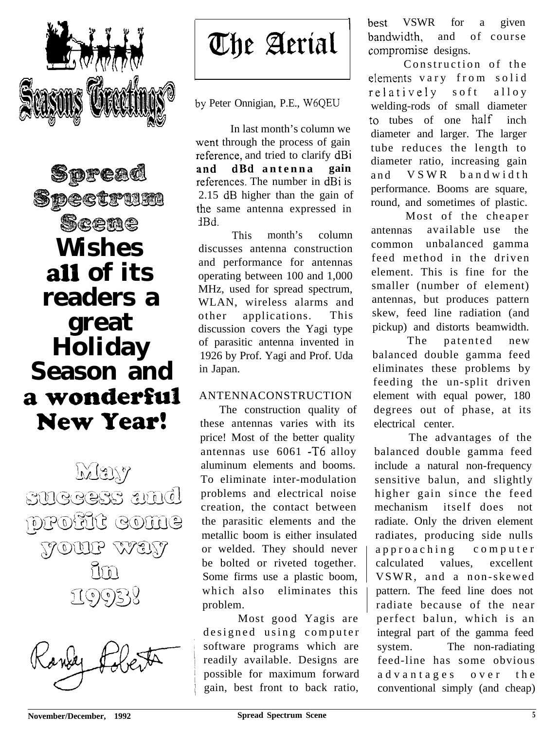Seasons Greetings

**Spread Spectrum Scene**

**Wishes all of its readers a great Holiday Season and a wonderful New Year!**

May success and profit come your way in 1993!

Randy Roberts

# The Aerial

by Peter Onnigian, P.E., W6QEU

In last month's column we went through the process of gain reference, and tried to clarify dBi and dBd antenna gain references. The number in dBi is 2.15 dB higher than the gain of the same antenna expressed in dBd.

This month's column discusses antenna construction and performance for antennas operating between 100 and 1,000 MHz, used for spread spectrum, WLAN, wireless alarms and other applications. This discussion covers the Yagi type of parasitic antenna invented in 1926 by Prof. Yagi and Prof. Uda in Japan.

## ANTENNACONSTRUCTION

The construction quality of these antennas varies with its price! Most of the better quality antennas use 6061 -T6 alloy aluminum elements and booms. To eliminate inter-modulation problems and electrical noise creation, the contact between the parasitic elements and the metallic boom is either insulated or welded. They should never be bolted or riveted together. Some firms use a plastic boom, which also eliminates this problem.

Most good Yagis are designed using computer software programs which are readily available. Designs are possible for maximum forward gain, best front to back ratio, best VSWR for a given bandwidth, and of course compromise designs.

Construction of the elements vary from solid relatively soft alloy welding-rods of small diameter to tubes of one half inch diameter and larger. The larger tube reduces the length to diameter ratio, increasing gain and VSWR bandwidth performance. Booms are square, round, and sometimes of plastic.

Most of the cheaper antennas available use the common unbalanced gamma feed method in the driven element. This is fine for the smaller (number of element) antennas, but produces pattern skew, feed line radiation (and pickup) and distorts beamwidth.

The patented new balanced double gamma feed eliminates these problems by feeding the un-split driven element with equal power, 180 degrees out of phase, at its electrical center.

The advantages of the balanced double gamma feed include a natural non-frequency sensitive balun, and slightly higher gain since the feed mechanism itself does not radiate. Only the driven element radiates, producing side nulls approaching computer calculated values, excellent VSWR, and a non-skewed pattern. The feed line does not radiate because of the near perfect balun, which is an integral part of the gamma feed system. The non-radiating feed-line has some obvious advantages over the conventional simply (and cheap)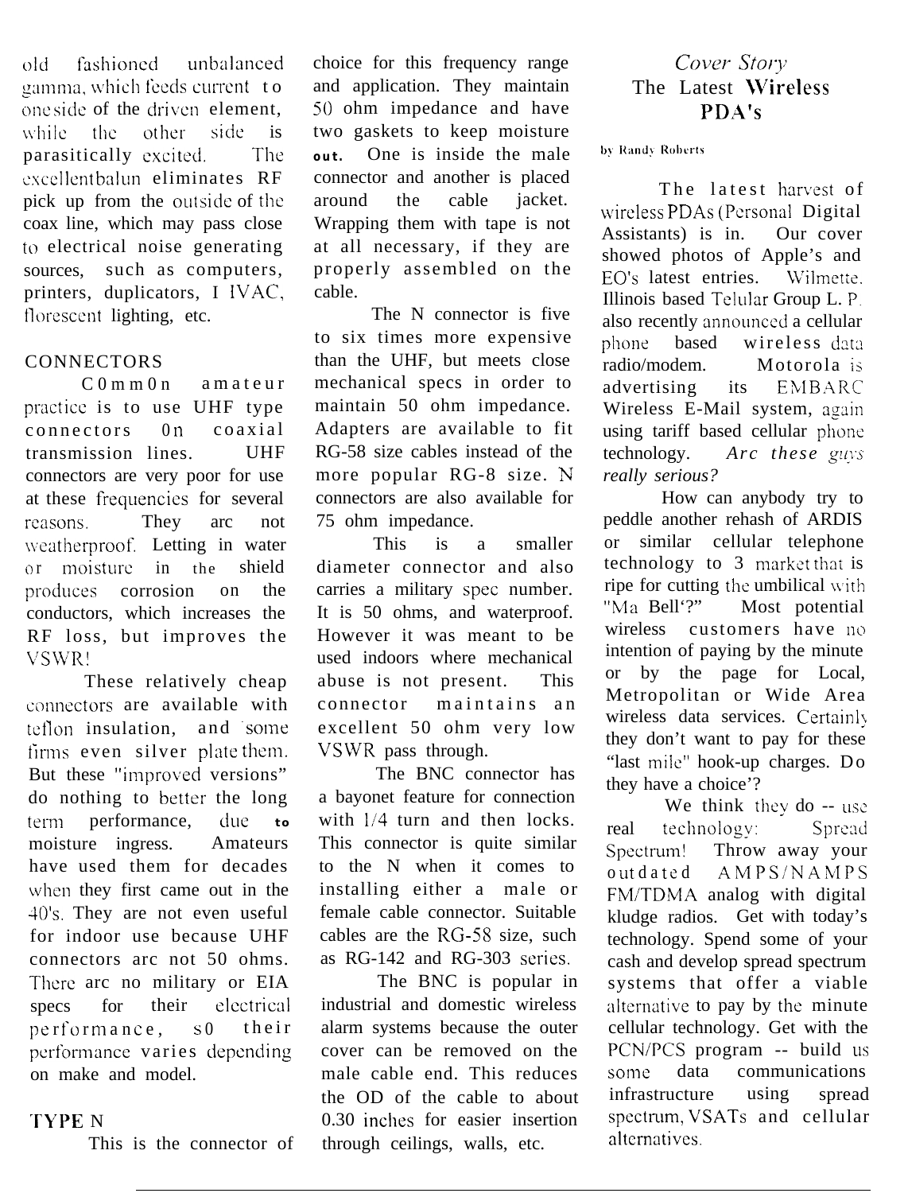old fashioned unbalanced gamma, which feeds current to one side of the driven element, while the other side is parasitically excited. The excellent balun eliminates RF pick up from the outside of the coax line, which may pass close to electrical noise generating sources, such as computers, printers, duplicators, HVAC, florescent lighting, etc.

## CONNECTORS

Common amateur practice is to use UHF type connectors on coaxial transmission lines. UHF connectors are very poor for use at these frequencies for several reasons. They are not weatherproof. Letting in water or moisture in the shield produces corrosion on the conductors, which increases the RF loss, but improves the VSWR!

These relatively cheap connectors are available with teflon insulation, and some firms even silver plate them. But these "improved versions" do nothing to better the long term performance, due to moisture ingress. Amateurs have used them for decades when they first came out in the 40's. They are not even useful for indoor use because UHF connectors are not 50 ohms. There are no military or EIA specs for their electrical performance, so their performance varies depending on make and model.

## TYPE N

This is the connector of choice for this frequency range and application. They maintain 50 ohm impedance and have two gaskets to keep moisture out. One is inside the male connector and another is placed around the cable jacket. Wrapping them with tape is not at all necessary, if they are properly assembled on the cable.

The N connector is five to six times more expensive than the UHF, but meets close mechanical specs in order to maintain 50 ohm impedance. Adapters are available to fit RG-58 size cables instead of the more popular RG-8 size. N connectors are also available for 75 ohm impedance.

This is a smaller diameter connector and also carries a military spec number. It is 50 ohms, and waterproof. However it was meant to be used indoors where mechanical abuse is not present. This connector maintains an excellent 50 ohm very low VSWR pass through.

The BNC connector has a bayonet feature for connection with 1/4 turn and then locks. This connector is quite similar to the N when it comes to installing either a male or female cable connector. Suitable cables are the RG-58 size, such as RG-142 and RG-303 series.

The BNC is popular in industrial and domestic wireless alarm systems because the outer cover can be removed on the male cable end. This reduces the OD of the cable to about 0.30 inches for easier insertion through ceilings, walls, etc.

*Cover Story*

# The Latest Wireless PDA's

by Randy Roberts

The latest harvest of wireless PDAs (Personal Digital Assistants) is in. Our cover showed photos of Apple's and EO's latest entries. Wilmette, Illinois based Telular Group L. P. also recently announced a cellular phone based wireless data radio/modem. Motorola is advertising its EMBARC Wireless E-Mail system, again using tariff based cellular phone technology. *Are these guys really serious?*

How can anybody try to peddle another rehash of ARDIS or similar cellular telephone technology to a market that is ripe for cutting the umbilical with "Ma Bell'?" Most potential wireless customers have no intention of paying by the minute or by the page for Local, Metropolitan or Wide Area wireless data services. Certainly they don't want to pay for these "last mile" hook-up charges. Do they have a choice'?

We think they do -- use real technology: Spread Spectrum! Throw away your outdated AMPS/NAMPS FM/TDMA analog with digital kludge radios. Get with today's technology. Spend some of your cash and develop spread spectrum systems that offer a viable alternative to pay by the minute cellular technology. Get with the PCN/PCS program -- build us some data communications infrastructure using spread spectrum, VSATs and cellular alternatives.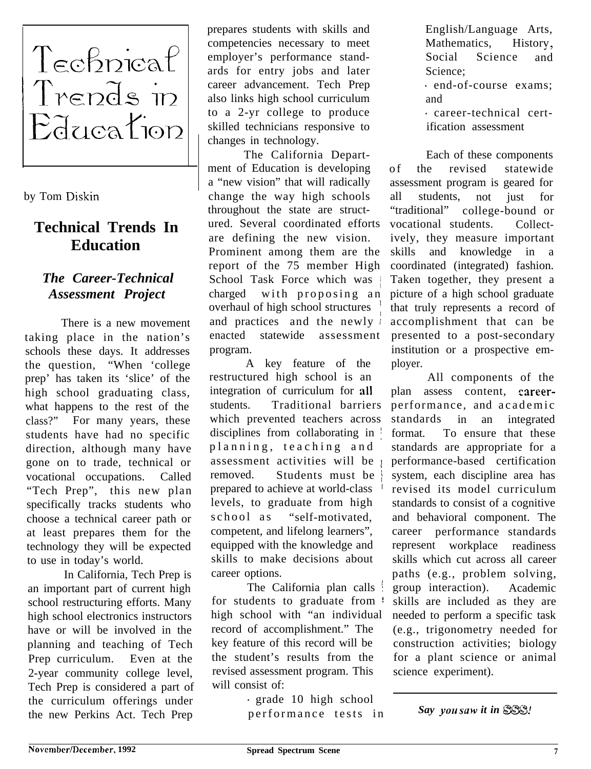Technical Trends in Education

by Tom Diskin

# Technical Trends In Education

### *The Career-Technical Assessment Project*

There is a new movement taking place in the nation's schools these days. It addresses the question, "When 'college prep' has taken its 'slice' of the high school graduating class, what happens to the rest of the class?" For many years, these students have had no specific direction, although many have gone on to trade, technical or vocational occupations. Called "Tech Prep", this new plan specifically tracks students who choose a technical career path or at least prepares them for the technology they will be expected to use in today's world.

In California, Tech Prep is an important part of current high school restructuring efforts. Many high school electronics instructors have or will be involved in the planning and teaching of Tech Prep curriculum. Even at the 2-year community college level, Tech Prep is considered a part of the curriculum offerings under the new Perkins Act. Tech Prep prepares students with skills and competencies necessary to meet employer's performance standards for entry jobs and later career advancement. Tech Prep also links high school curriculum to a 2-yr college to produce skilled technicians responsive to changes in technology.

The California Department of Education is developing a "new vision" that will radically change the way high schools throughout the state are structured. Several coordinated efforts are defining the new vision. Prominent among them are the report of the 75 member High School Task Force which was charged with proposing an overhaul of high school structures and practices and the newly enacted statewide assessment program.

A key feature of the restructured high school is an integration of curriculum for all students. Traditional barriers which prevented teachers across disciplines from collaborating in planning, teaching and assessment activities will be removed. Students must be prepared to achieve at world-class levels, to graduate from high school as "self-motivated, competent, and lifelong learners", equipped with the knowledge and skills to make decisions about career options.

The California plan calls for students to graduate from high school with "an individual record of accomplishment." The key feature of this record will be the student's results from the revised assessment program. This will consist of:

- grade 10 high school performance tests in English/Language Arts, Mathematics, History, Social Science and Science;
- end-of-course exams; and
- career-technical certification assessment

Each of these components of the revised statewide assessment program is geared for all students, not just for "traditional" college-bound or vocational students. Collectively, they measure important skills and knowledge in a coordinated (integrated) fashion. Taken together, they present a picture of a high school graduate that truly represents a record of accomplishment that can be presented to a post-secondary institution or a prospective employer.

All components of the plan assess content, career-performance, and academic standards in an integrated format. To ensure that these standards are appropriate for a performance-based certification system, each discipline area has revised its model curriculum standards to consist of a cognitive and behavioral component. The career performance standards represent workplace readiness skills which cut across all career paths (e.g., problem solving, group interaction). Academic skills are included as they are needed to perform a specific task (e.g., trigonometry needed for construction activities; biology for a plant science or animal science experiment).

*Say you saw it in SSS!*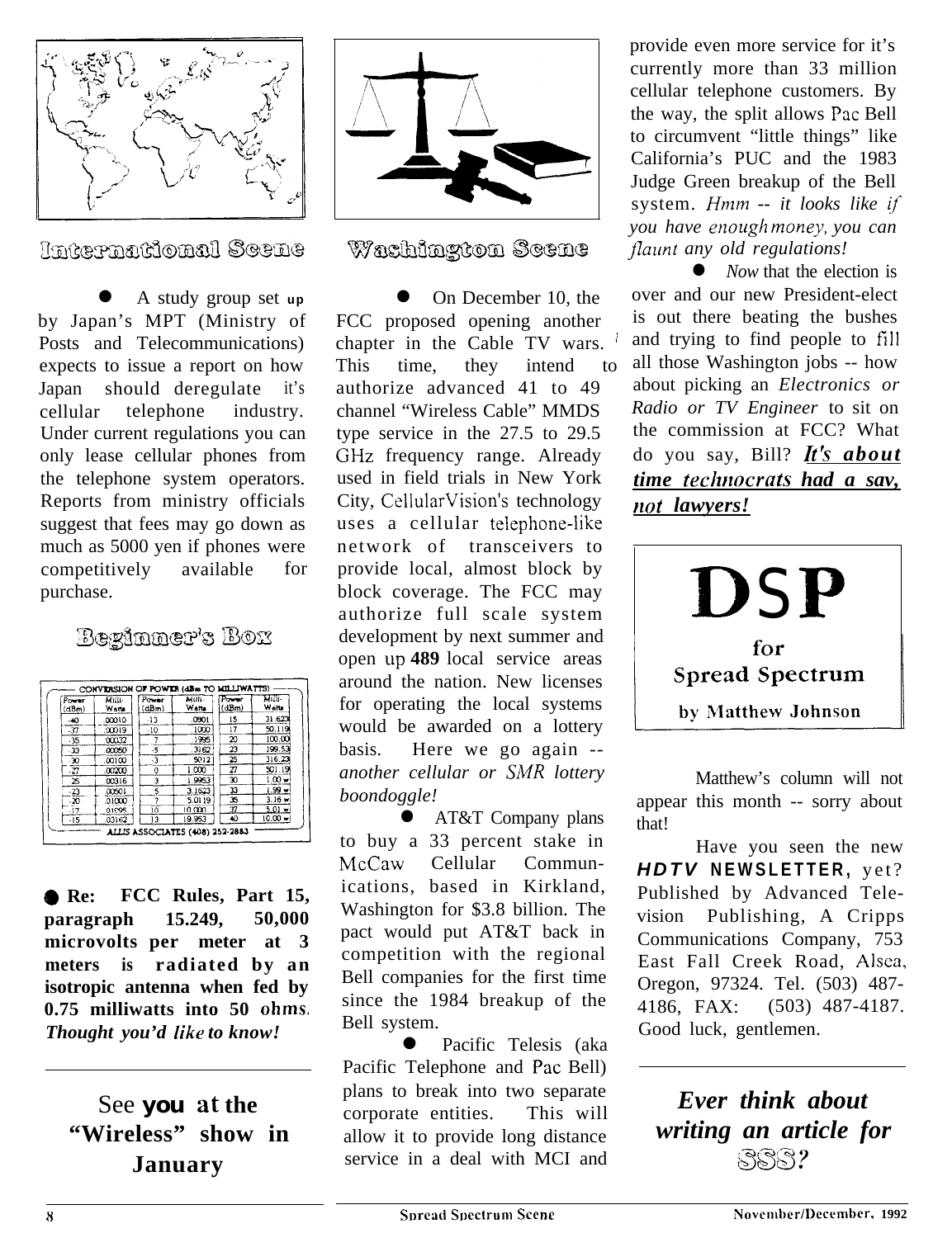## International Scene

- A study group set up by Japan's MPT (Ministry of Posts and Telecommunications) expects to issue a report on how Japan should deregulate it's cellular telephone industry. Under current regulations you can only lease cellular phones from the telephone system operators. Reports from ministry officials suggest that fees may go down as much as 5000 yen if phones were competitively available for purchase.

## Beginner's Box

| CONVERSION OF POWER (dBm TO MILLIWATTS) | | | | | |
|---|---|---|---|---|---|
| Power (dBm) | Milli-Watts | Power (dBm) | Milli-Watts | Power (dBm) | Milli-Watts |
| -40 | .00010 | -13 | .0501 | 15 | 31.620 |
| -37 | .00019 | -10 | .1000 | 17 | 50.119 |
| -35 | .00032 | -7 | .1995 | 20 | 100.00 |
| -33 | .00050 | -5 | .3162 | 23 | 199.53 |
| -30 | .00100 | -3 | .5012 | 25 | 316.23 |
| -27 | .00200 | 0 | 1.000 | 27 | 501.19 |
| -25 | .00316 | 3 | 1.9953 | 30 | 1.00 w |
| -23 | .00501 | 5 | 3.1623 | 33 | 1.99 w |
| -20 | .01000 | 7 | 5.0119 | 35 | 3.16 w |
| -17 | .01995 | 10 | 10.000 | 37 | 5.01 w |
| -15 | .03162 | 13 | 19.953 | 40 | 10.00 w |

ALLIS ASSOCIATES (408) 252-2883

- **Re: FCC Rules, Part 15, paragraph 15.249, 50,000 microvolts per meter at 3 meters is radiated by an isotropic antenna when fed by 0.75 milliwatts into 50 ohms.** ***Thought you'd like to know!***

---

**See *you* at the "Wireless" show in January**

## Washington Scene

- On December 10, the FCC proposed opening another chapter in the Cable TV wars. This time, they intend to authorize advanced 41 to 49 channel "Wireless Cable" MMDS type service in the 27.5 to 29.5 GHz frequency range. Already used in field trials in New York City, CellularVision's technology uses a cellular telephone-like network of transceivers to provide local, almost block by block coverage. The FCC may authorize full scale system development by next summer and open up **489** local service areas around the nation. New licenses for operating the local systems would be awarded on a lottery basis. Here we go again -- *another cellular or SMR lottery boondoggle!*

- AT&T Company plans to buy a 33 percent stake in McCaw Cellular Communications, based in Kirkland, Washington for $3.8 billion. The pact would put AT&T back in competition with the regional Bell companies for the first time since the 1984 breakup of the Bell system.

- Pacific Telesis (aka Pacific Telephone and Pac Bell) plans to break into two separate corporate entities. This will allow it to provide long distance service in a deal with MCI and provide even more service for it's currently more than 33 million cellular telephone customers. By the way, the split allows Pac Bell to circumvent "little things" like California's PUC and the 1983 Judge Green breakup of the Bell system. *Hmm -- it looks like if you have enough money, you can flaunt any old regulations!*

- *Now* that the election is over and our new President-elect is out there beating the bushes and trying to find people to fill all those Washington jobs -- how about picking an *Electronics or Radio or TV Engineer* to sit on the commission at FCC? What do you say, Bill? ***It's about time technocrats had a say, not lawyers!***

---

# DSP for Spread Spectrum

**by Matthew Johnson**

Matthew's column will not appear this month -- sorry about that!

Have you seen the new ***HDTV* NEWSLETTER,** yet? Published by Advanced Television Publishing, A Cripps Communications Company, 753 East Fall Creek Road, Alsea, Oregon, 97324. Tel. (503) 487-4186, FAX: (503) 487-4187. Good luck, gentlemen.

---

***Ever think about writing an article for SSS?***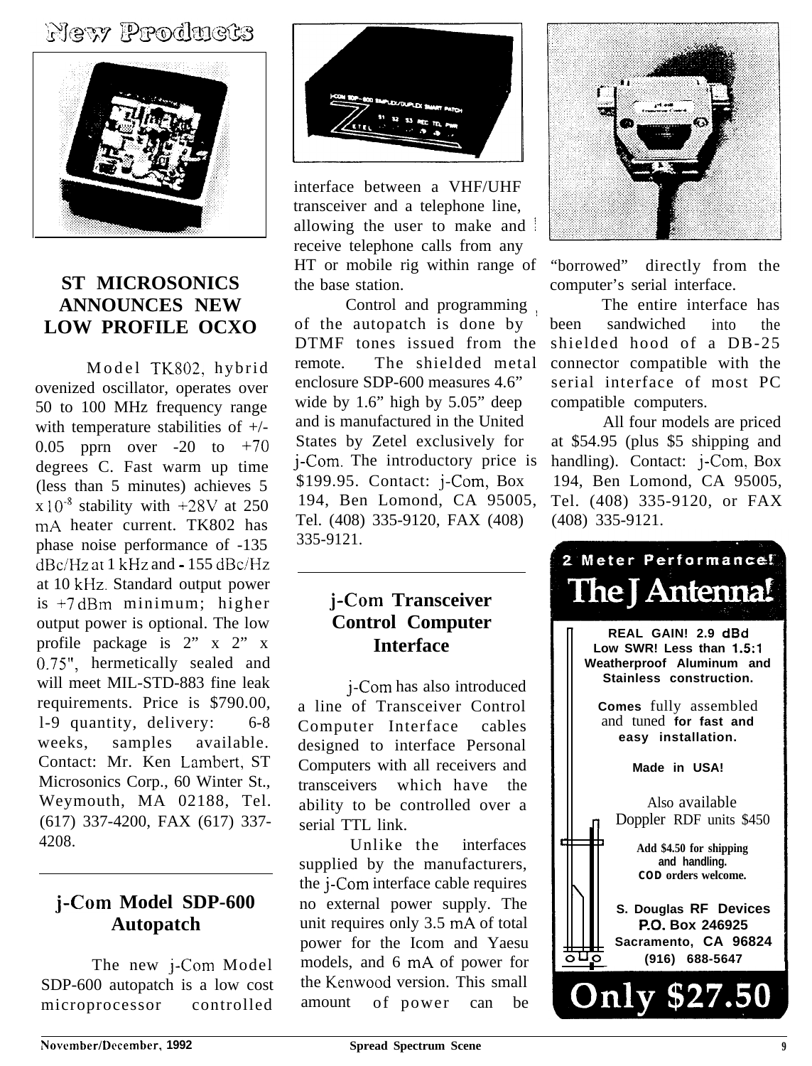# New Products

## ST MICROSONICS ANNOUNCES NEW LOW PROFILE OCXO

Model TK802, hybrid ovenized oscillator, operates over 50 to 100 MHz frequency range with temperature stabilities of +/- 0.05 pprn over -20 to +70 degrees C. Fast warm up time (less than 5 minutes) achieves 5 x $10^{-8}$ stability with +28V at 250 mA heater current. TK802 has phase noise performance of -135 dBc/Hz at 1 kHz and - 155 dBc/Hz at 10 kHz. Standard output power is +7 dBm minimum; higher output power is optional. The low profile package is 2" x 2" x 0.75", hermetically sealed and will meet MIL-STD-883 fine leak requirements. Price is $790.00, 1-9 quantity, delivery: 6-8 weeks, samples available. Contact: Mr. Ken Lambert, ST Microsonics Corp., 60 Winter St., Weymouth, MA 02188, Tel. (617) 337-4200, FAX (617) 337-4208.

## j-Com Model SDP-600 Autopatch

The new j-Com Model SDP-600 autopatch is a low cost microprocessor controlled interface between a VHF/UHF transceiver and a telephone line, allowing the user to make and receive telephone calls from any HT or mobile rig within range of the base station.

Control and programming of the autopatch is done by DTMF tones issued from the remote. The shielded metal enclosure SDP-600 measures 4.6" wide by 1.6" high by 5.05" deep and is manufactured in the United States by Zetel exclusively for j-Com. The introductory price is $199.95. Contact: j-Com, Box 194, Ben Lomond, CA 95005, Tel. (408) 335-9120, FAX (408) 335-9121.

## j-Com Transceiver Control Computer Interface

j-Com has also introduced a line of Transceiver Control Computer Interface cables designed to interface Personal Computers with all receivers and transceivers which have the ability to be controlled over a serial TTL link.

Unlike the interfaces supplied by the manufacturers, the j-Com interface cable requires no external power supply. The unit requires only 3.5 mA of total power for the Icom and Yaesu models, and 6 mA of power for the Kenwood version. This small amount of power can be "borrowed" directly from the computer's serial interface.

The entire interface has been sandwiched into the shielded hood of a DB-25 connector compatible with the serial interface of most PC compatible computers.

All four models are priced at $54.95 (plus $5 shipping and handling). Contact: j-Com, Box 194, Ben Lomond, CA 95005, Tel. (408) 335-9120, or FAX (408) 335-9121.

---

**2 Meter Performance!**

**The J Antenna!**

**REAL GAIN! 2.9 dBd**
**Low SWR! Less than 1.5:1**
**Weatherproof Aluminum and Stainless construction.**

**Comes** fully assembled and tuned **for fast and easy installation.**

**Made in USA!**

Also available Doppler RDF units $450

**Add $4.50 for shipping and handling.**
**COD orders welcome.**

**S. Douglas RF Devices**
**P.O. Box 246925**
**Sacramento, CA 96824**
**(916) 688-5647**

**Only $27.50**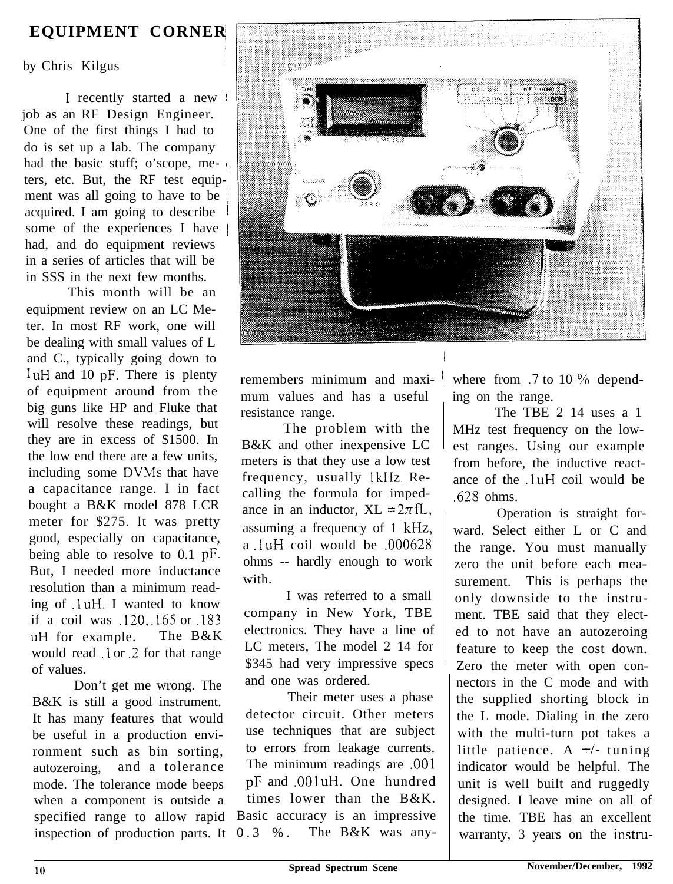## EQUIPMENT CORNER

by Chris Kilgus

I recently started a new job as an RF Design Engineer. One of the first things I had to do is set up a lab. The company had the basic stuff; o'scope, meters, etc. But, the RF test equipment was all going to have to be acquired. I am going to describe some of the experiences I have had, and do equipment reviews in a series of articles that will be in SSS in the next few months.

This month will be an equipment review on an LC Meter. In most RF work, one will be dealing with small values of L and C., typically going down to 1uH and 10 pF. There is plenty of equipment around from the big guns like HP and Fluke that will resolve these readings, but they are in excess of $1500. In the low end there are a few units, including some DVMs that have a capacitance range. I in fact bought a B&K model 878 LCR meter for $275. It was pretty good, especially on capacitance, being able to resolve to 0.1 pF. But, I needed more inductance resolution than a minimum reading of .1uH. I wanted to know if a coil was .120,.165 or .183 uH for example. The B&K would read .1 or .2 for that range of values.

Don't get me wrong. The B&K is still a good instrument. It has many features that would be useful in a production environment such as bin sorting, autozeroing, and a tolerance mode. The tolerance mode beeps when a component is outside a specified range to allow rapid inspection of production parts. It remembers minimum and maximum values and has a useful resistance range.

The problem with the B&K and other inexpensive LC meters is that they use a low test frequency, usually 1kHz. Recalling the formula for impedance in an inductor, $X_L = 2\pi fL$, assuming a frequency of 1 kHz, a .1uH coil would be .000628 ohms -- hardly enough to work with.

I was referred to a small company in New York, TBE electronics. They have a line of LC meters, The model 2 14 for $345 had very impressive specs and one was ordered.

Their meter uses a phase detector circuit. Other meters use techniques that are subject to errors from leakage currents. The minimum readings are .001 pF and .001uH. One hundred times lower than the B&K. Basic accuracy is an impressive 0.3 %. The B&K was anywhere from .7 to 10 % depending on the range.

The TBE 2 14 uses a 1 MHz test frequency on the lowest ranges. Using our example from before, the inductive reactance of the .1uH coil would be .628 ohms.

Operation is straight forward. Select either L or C and the range. You must manually zero the unit before each measurement. This is perhaps the only downside to the instrument. TBE said that they elected to not have an autozeroing feature to keep the cost down. Zero the meter with open connectors in the C mode and with the supplied shorting block in the L mode. Dialing in the zero with the multi-turn pot takes a little patience. A +/- tuning indicator would be helpful. The unit is well built and ruggedly designed. I leave mine on all of the time. TBE has an excellent warranty, 3 years on the instru-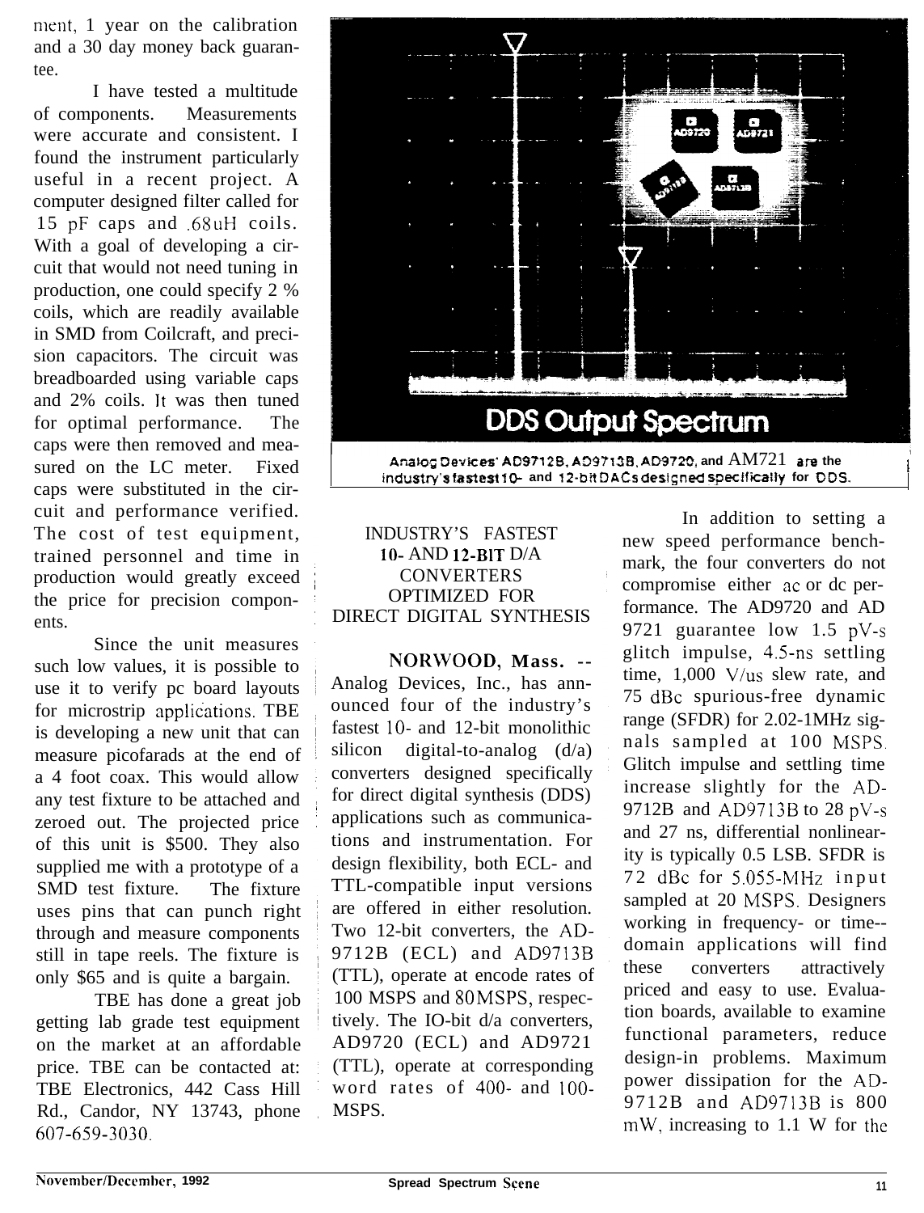ment, 1 year on the calibration and a 30 day money back guarantee.

I have tested a multitude of components. Measurements were accurate and consistent. I found the instrument particularly useful in a recent project. A computer designed filter called for 15 pF caps and .68uH coils. With a goal of developing a circuit that would not need tuning in production, one could specify 2 % coils, which are readily available in SMD from Coilcraft, and precision capacitors. The circuit was breadboarded using variable caps and 2% coils. It was then tuned for optimal performance. The caps were then removed and measured on the LC meter. Fixed caps were substituted in the circuit and performance verified. The cost of test equipment, trained personnel and time in production would greatly exceed the price for precision components.

Since the unit measures such low values, it is possible to use it to verify pc board layouts for microstrip applications. TBE is developing a new unit that can measure picofarads at the end of a 4 foot coax. This would allow any test fixture to be attached and zeroed out. The projected price of this unit is $500. They also supplied me with a prototype of a SMD test fixture. The fixture uses pins that can punch right through and measure components still in tape reels. The fixture is only $65 and is quite a bargain.

TBE has done a great job getting lab grade test equipment on the market at an affordable price. TBE can be contacted at: TBE Electronics, 442 Cass Hill Rd., Candor, NY 13743, phone 607-659-3030.

DDS Output Spectrum

Analog Devices' AD9712B, AD9713B, AD9720, and AM721 are the industry's fastest 10- and 12-bit DACs designed specifically for DDS.

## INDUSTRY'S FASTEST 10- AND 12-BIT D/A CONVERTERS OPTIMIZED FOR DIRECT DIGITAL SYNTHESIS

**NORWOOD, Mass.** -- Analog Devices, Inc., has announced four of the industry's fastest 10- and 12-bit monolithic silicon digital-to-analog (d/a) converters designed specifically for direct digital synthesis (DDS) applications such as communications and instrumentation. For design flexibility, both ECL- and TTL-compatible input versions are offered in either resolution. Two 12-bit converters, the AD-9712B (ECL) and AD9713B (TTL), operate at encode rates of 100 MSPS and 80MSPS, respectively. The IO-bit d/a converters, AD9720 (ECL) and AD9721 (TTL), operate at corresponding word rates of 400- and 100-MSPS.

In addition to setting a new speed performance benchmark, the four converters do not compromise either ac or dc performance. The AD9720 and AD 9721 guarantee low 1.5 pV-s glitch impulse, 4.5-ns settling time, 1,000 V/us slew rate, and 75 dBc spurious-free dynamic range (SFDR) for 2.02-1MHz signals sampled at 100 MSPS. Glitch impulse and settling time increase slightly for the AD-9712B and AD9713B to 28 pV-s and 27 ns, differential nonlinearity is typically 0.5 LSB. SFDR is 72 dBc for 5.055-MHz input sampled at 20 MSPS. Designers working in frequency- or time--domain applications will find these converters attractively priced and easy to use. Evaluation boards, available to examine functional parameters, reduce design-in problems. Maximum power dissipation for the AD-9712B and AD9713B is 800 mW, increasing to 1.1 W for the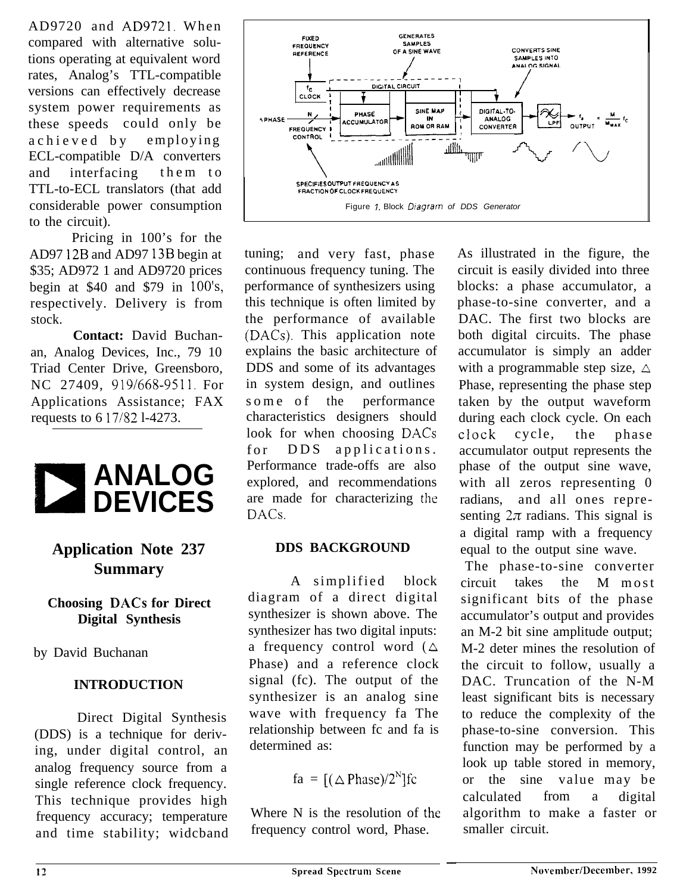AD9720 and AD9721. When compared with alternative solutions operating at equivalent word rates, Analog's TTL-compatible versions can effectively decrease system power requirements as these speeds could only be achieved by employing ECL-compatible D/A converters and interfacing them to TTL-to-ECL translators (that add considerable power consumption to the circuit).

Pricing in 100's for the AD9712B and AD9713B begin at $35; AD9721 and AD9720 prices begin at $40 and $79 in 100's, respectively. Delivery is from stock.

**Contact:** David Buchanan, Analog Devices, Inc., 7910 Triad Center Drive, Greensboro, NC 27409, 919/668-9511. For Applications Assistance; FAX requests to 617/821-4273.

**ANALOG DEVICES**

## Application Note 237 Summary

### Choosing DACs for Direct Digital Synthesis

by David Buchanan

### INTRODUCTION

Direct Digital Synthesis (DDS) is a technique for deriving, under digital control, an analog frequency source from a single reference clock frequency. This technique provides high frequency accuracy; temperature and time stability; wideband tuning; and very fast, phase continuous frequency tuning. The performance of synthesizers using this technique is often limited by the performance of available (DACs). This application note explains the basic architecture of DDS and some of its advantages in system design, and outlines some of the performance characteristics designers should look for when choosing DACs for DDS applications. Performance trade-offs are also explored, and recommendations are made for characterizing the DACs.

FIXED FREQUENCY REFERENCE — GENERATES SAMPLES OF A SINE WAVE — CONVERTS SINE SAMPLES INTO ANALOG SIGNAL

$f_c$ CLOCK; N, △ PHASE FREQUENCY CONTROL; DIGITAL CIRCUIT: PHASE ACCUMULATOR → SINE MAP IN ROM OR RAM → DIGITAL-TO-ANALOG CONVERTER → LPF → $f_a = \frac{M}{M_{MAX}} f_c$ OUTPUT

SPECIFIES OUTPUT FREQUENCY AS FRACTION OF CLOCK FREQUENCY

Figure 1. Block Diagram of DDS Generator

### DDS BACKGROUND

A simplified block diagram of a direct digital synthesizer is shown above. The synthesizer has two digital inputs: a frequency control word (△ Phase) and a reference clock signal (fc). The output of the synthesizer is an analog sine wave with frequency fa The relationship between fc and fa is determined as:

$$f_a = [(\triangle \text{Phase})/2^N] f_c$$

Where N is the resolution of the frequency control word, Phase.

As illustrated in the figure, the circuit is easily divided into three blocks: a phase accumulator, a phase-to-sine converter, and a DAC. The first two blocks are both digital circuits. The phase accumulator is simply an adder with a programmable step size, △ Phase, representing the phase step taken by the output waveform during each clock cycle. On each clock cycle, the phase accumulator output represents the phase of the output sine wave, with all zeros representing 0 radians, and all ones representing $2\pi$ radians. This signal is a digital ramp with a frequency equal to the output sine wave.

The phase-to-sine converter circuit takes the M most significant bits of the phase accumulator's output and provides an M-2 bit sine amplitude output; M-2 determines the resolution of the circuit to follow, usually a DAC. Truncation of the N-M least significant bits is necessary to reduce the complexity of the phase-to-sine conversion. This function may be performed by a look up table stored in memory, or the sine value may be calculated from a digital algorithm to make a faster or smaller circuit.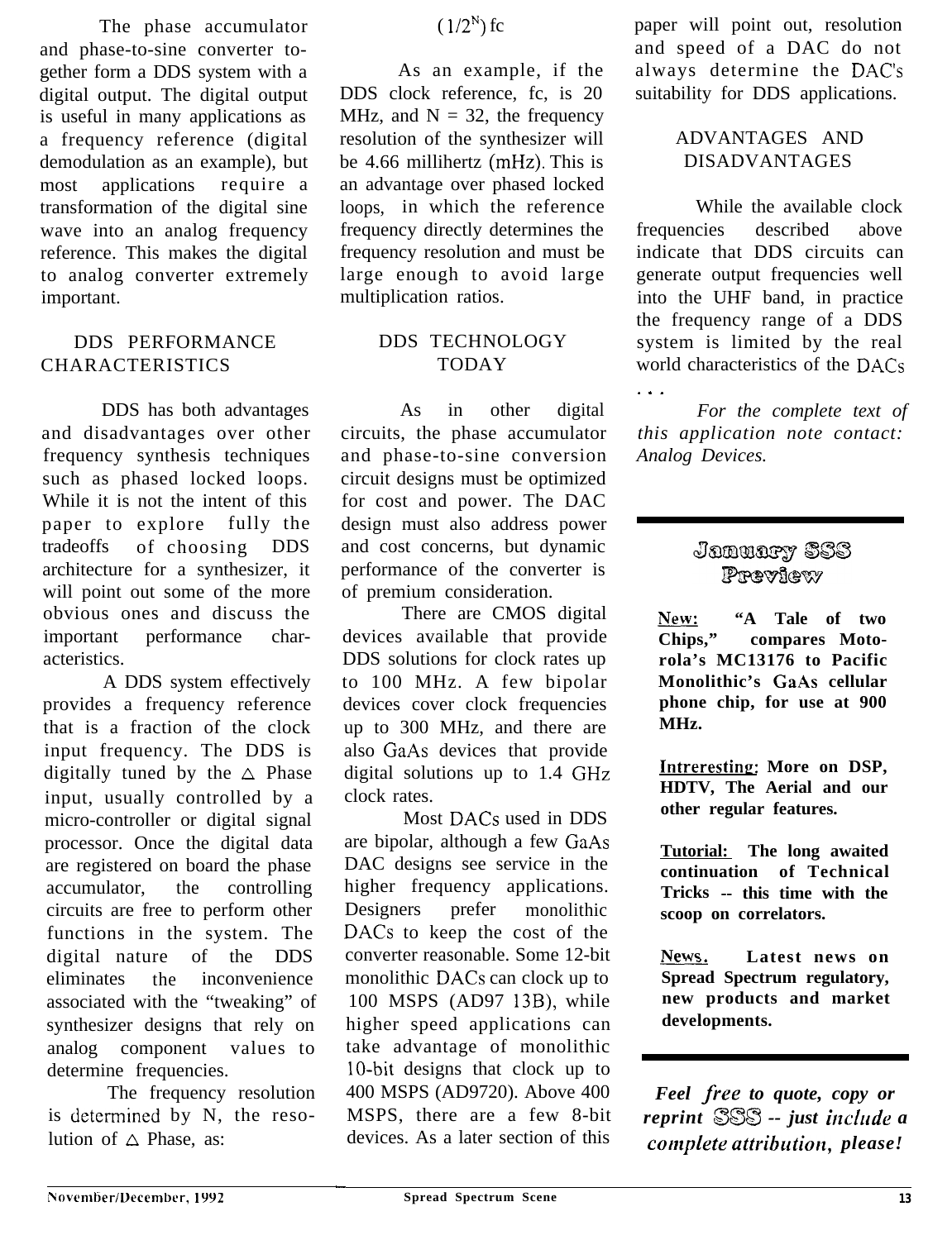The phase accumulator and phase-to-sine converter together form a DDS system with a digital output. The digital output is useful in many applications as a frequency reference (digital demodulation as an example), but most applications require a transformation of the digital sine wave into an analog frequency reference. This makes the digital to analog converter extremely important.

## DDS PERFORMANCE CHARACTERISTICS

DDS has both advantages and disadvantages over other frequency synthesis techniques such as phased locked loops. While it is not the intent of this paper to explore fully the tradeoffs of choosing DDS architecture for a synthesizer, it will point out some of the more obvious ones and discuss the important performance characteristics.

A DDS system effectively provides a frequency reference that is a fraction of the clock input frequency. The DDS is digitally tuned by the $\Delta$ Phase input, usually controlled by a micro-controller or digital signal processor. Once the digital data are registered on board the phase accumulator, the controlling circuits are free to perform other functions in the system. The digital nature of the DDS eliminates the inconvenience associated with the "tweaking" of synthesizer designs that rely on analog component values to determine frequencies.

The frequency resolution is determined by N, the resolution of $\Delta$ Phase, as:

$$(1/2^N)\, fc$$

As an example, if the DDS clock reference, fc, is 20 MHz, and N = 32, the frequency resolution of the synthesizer will be 4.66 millihertz (mHz). This is an advantage over phased locked loops, in which the reference frequency directly determines the frequency resolution and must be large enough to avoid large multiplication ratios.

## DDS TECHNOLOGY TODAY

As in other digital circuits, the phase accumulator and phase-to-sine conversion circuit designs must be optimized for cost and power. The DAC design must also address power and cost concerns, but dynamic performance of the converter is of premium consideration.

There are CMOS digital devices available that provide DDS solutions for clock rates up to 100 MHz. A few bipolar devices cover clock frequencies up to 300 MHz, and there are also GaAs devices that provide digital solutions up to 1.4 GHz clock rates.

Most DACs used in DDS are bipolar, although a few GaAs DAC designs see service in the higher frequency applications. Designers prefer monolithic DACs to keep the cost of the converter reasonable. Some 12-bit monolithic DACs can clock up to 100 MSPS (AD97 13B), while higher speed applications can take advantage of monolithic 10-bit designs that clock up to 400 MSPS (AD9720). Above 400 MSPS, there are a few 8-bit devices. As a later section of this paper will point out, resolution and speed of a DAC do not always determine the DAC's suitability for DDS applications.

## ADVANTAGES AND DISADVANTAGES

While the available clock frequencies described above indicate that DDS circuits can generate output frequencies well into the UHF band, in practice the frequency range of a DDS system is limited by the real world characteristics of the DACs . . .

*For the complete text of this application note contact: Analog Devices.*

---

## January SSS Preview

**New: "A Tale of two Chips," compares Motorola's MC13176 to Pacific Monolithic's GaAs cellular phone chip, for use at 900 MHz.**

**Intreresting: More on DSP, HDTV, The Aerial and our other regular features.**

**Tutorial: The long awaited continuation of Technical Tricks -- this time with the scoop on correlators.**

**News. Latest news on Spread Spectrum regulatory, new products and market developments.**

---

***Feel free to quote, copy or reprint SSS -- just include a complete attribution, please!***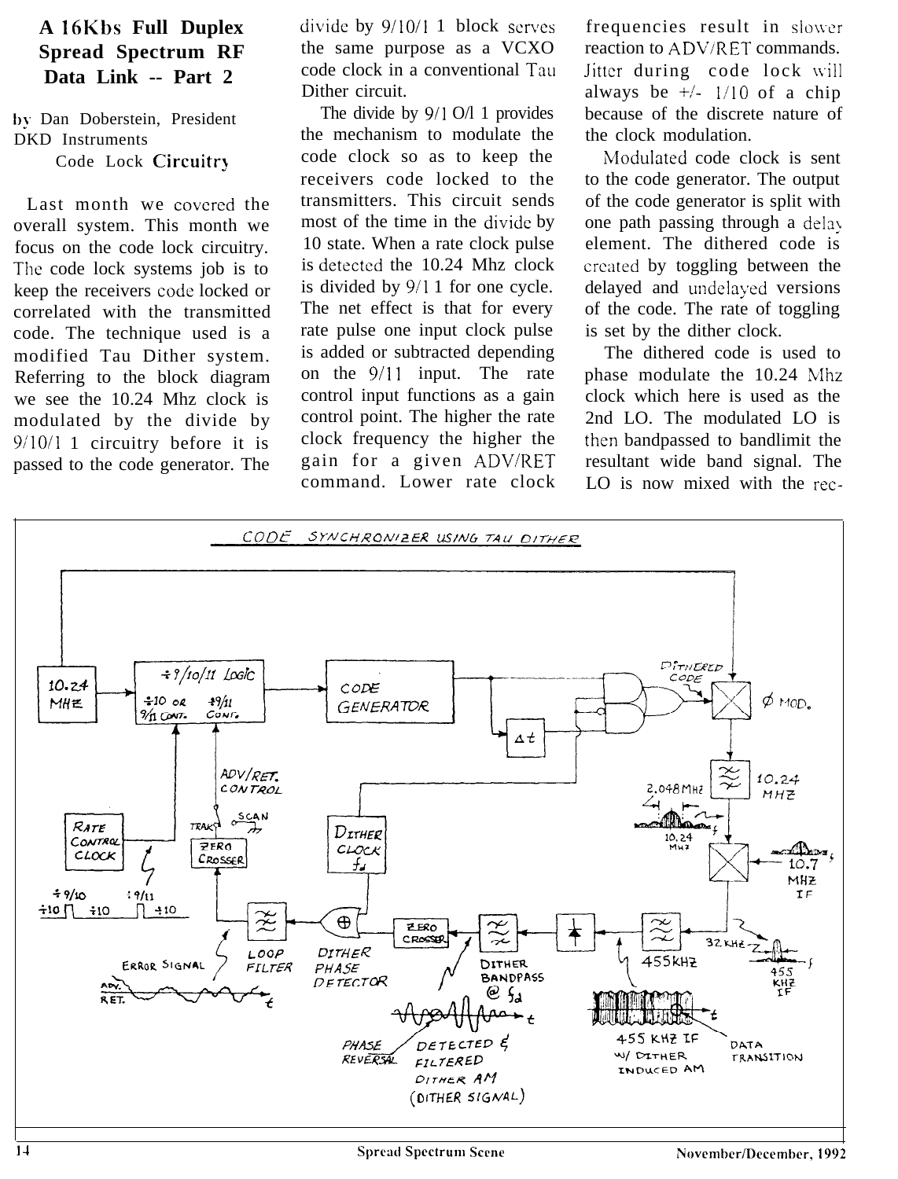# A 16Kbs Full Duplex Spread Spectrum RF Data Link -- Part 2

by Dan Doberstein, President DKD Instruments

## Code Lock Circuitry

Last month we covered the overall system. This month we focus on the code lock circuitry. The code lock systems job is to keep the receivers code locked or correlated with the transmitted code. The technique used is a modified Tau Dither system. Referring to the block diagram we see the 10.24 Mhz clock is modulated by the divide by 9/10/11 circuitry before it is passed to the code generator. The divide by 9/10/11 block serves the same purpose as a VCXO code clock in a conventional Tau Dither circuit.

The divide by 9/10/11 provides the mechanism to modulate the code clock so as to keep the receivers code locked to the transmitters. This circuit sends most of the time in the divide by 10 state. When a rate clock pulse is detected the 10.24 Mhz clock is divided by 9/11 for one cycle. The net effect is that for every rate pulse one input clock pulse is added or subtracted depending on the 9/11 input. The rate control input functions as a gain control point. The higher the rate clock frequency the higher the gain for a given ADV/RET command. Lower rate clock frequencies result in slower reaction to ADV/RET commands. Jitter during code lock will always be +/- 1/10 of a chip because of the discrete nature of the clock modulation.

Modulated code clock is sent to the code generator. The output of the code generator is split with one path passing through a delay element. The dithered code is created by toggling between the delayed and undelayed versions of the code. The rate of toggling is set by the dither clock.

The dithered code is used to phase modulate the 10.24 Mhz clock which here is used as the 2nd LO. The modulated LO is then bandpassed to bandlimit the resultant wide band signal. The LO is now mixed with the rec-

CODE SYNCHRONIZER USING TAU DITHER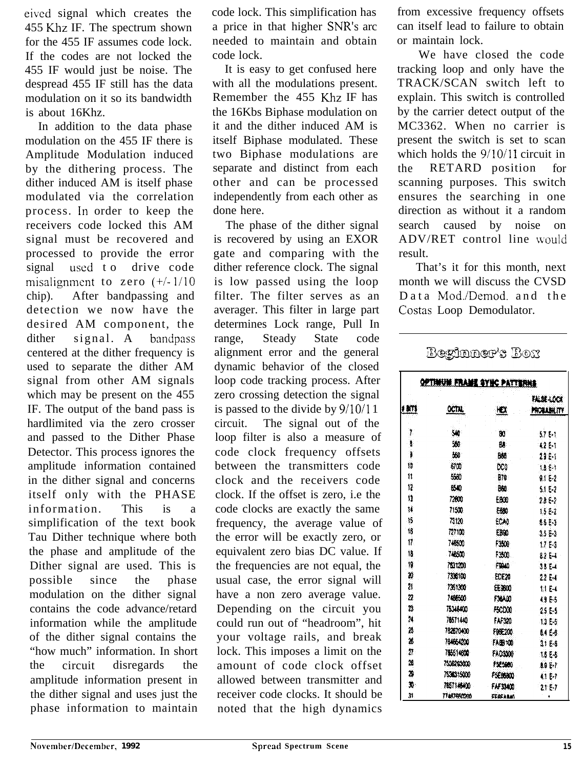eived signal which creates the 455 Khz IF. The spectrum shown for the 455 IF assumes code lock. If the codes are not locked the 455 IF would just be noise. The despread 455 IF still has the data modulation on it so its bandwidth is about 16Khz.

In addition to the data phase modulation on the 455 IF there is Amplitude Modulation induced by the dithering process. The dither induced AM is itself phase modulated via the correlation process. In order to keep the receivers code locked this AM signal must be recovered and processed to provide the error signal used to drive code misalignment to zero (+/- 1/10 chip). After bandpassing and detection we now have the desired AM component, the dither signal. A bandpass centered at the dither frequency is used to separate the dither AM signal from other AM signals which may be present on the 455 IF. The output of the band pass is hardlimited via the zero crosser and passed to the Dither Phase Detector. This process ignores the amplitude information contained in the dither signal and concerns itself only with the PHASE information. This is a simplification of the text book Tau Dither technique where both the phase and amplitude of the Dither signal are used. This is possible since the phase modulation on the dither signal contains the code advance/retard information while the amplitude of the dither signal contains the "how much" information. In short the circuit disregards the amplitude information present in the dither signal and uses just the phase information to maintain code lock. This simplification has a price in that higher SNR's are needed to maintain and obtain code lock.

It is easy to get confused here with all the modulations present. Remember the 455 Khz IF has the 16Kbs Biphase modulation on it and the dither induced AM is itself Biphase modulated. These two Biphase modulations are separate and distinct from each other and can be processed independently from each other as done here.

The phase of the dither signal is recovered by using an EXOR gate and comparing with the dither reference clock. The signal is low passed using the loop filter. The filter serves as an averager. This filter in large part determines Lock range, Pull In range, Steady State code alignment error and the general dynamic behavior of the closed loop code tracking process. After zero crossing detection the signal is passed to the divide by 9/10/11 circuit. The signal out of the loop filter is also a measure of code clock frequency offsets between the transmitters code clock and the receivers code clock. If the offset is zero, i.e the code clocks are exactly the same frequency, the average value of the error will be exactly zero, or equivalent zero bias DC value. If the frequencies are not equal, the usual case, the error signal will have a non zero average value. Depending on the circuit you could run out of "headroom", hit your voltage rails, and break lock. This imposes a limit on the amount of code clock offset allowed between transmitter and receiver code clocks. It should be noted that the high dynamics from excessive frequency offsets can itself lead to failure to obtain or maintain lock.

We have closed the code tracking loop and only have the TRACK/SCAN switch left to explain. This switch is controlled by the carrier detect output of the MC3362. When no carrier is present the switch is set to scan which holds the 9/10/11 circuit in the RETARD position for scanning purposes. This switch ensures the searching in one direction as without it a random search caused by noise on ADV/RET control line would result.

That's it for this month, next month we will discuss the CVSD Data Mod./Demod. and the Costas Loop Demodulator.

## Beginner's Box

**OPTIMUM FRAME SYNC PATTERNS**

| # BITS | OCTAL | HEX | FALSE-LOCK PROBABILITY |
|---|---|---|---|
| 7 | 540 | B0 | 5.7 E-1 |
| 8 | 560 | B8 | 4.2 E-1 |
| 9 | 560 | B88 | 2.9 E-1 |
| 10 | 6700 | DC0 | 1.8 E-1 |
| 11 | 5560 | B70 | 9.1 E-2 |
| 12 | 6540 | B68 | 5.1 E-2 |
| 13 | 72600 | EB00 | 2.8 E-2 |
| 14 | 71500 | E680 | 1.5 E-2 |
| 15 | 73120 | ECA0 | 8.6 E-3 |
| 16 | 727100 | EB90 | 3.5 E-3 |
| 17 | 746500 | F3500 | 1.7 E-3 |
| 18 | 746500 | F3500 | 8.2 E-4 |
| 19 | 7631200 | F9940 | 3.8 E-4 |
| 20 | 7336100 | EDE20 | 2.2 E-4 |
| 21 | 7351300 | EE3600 | 1.1 E-4 |
| 22 | 7466500 | F36A00 | 4.9 E-5 |
| 23 | 75346400 | F5CD00 | 2.5 E-5 |
| 24 | 76571440 | FAF320 | 1.3 E-5 |
| 25 | 763670400 | F9EE200 | 6.4 E-6 |
| 26 | 764654200 | FAB9100 | 3.1 E-6 |
| 27 | 765514600 | FAD3300 | 1.6 E-6 |
| 28 | 7536263000 | F5E5980 | 8.0 E-7 |
| 29 | 7536315000 | F5E6680 | 4.1 E-7 |
| 30 | 7657146400 | FAF33400 | 2.1 E-7 |
| 31 | 7747656200 | FE8EA840 | • |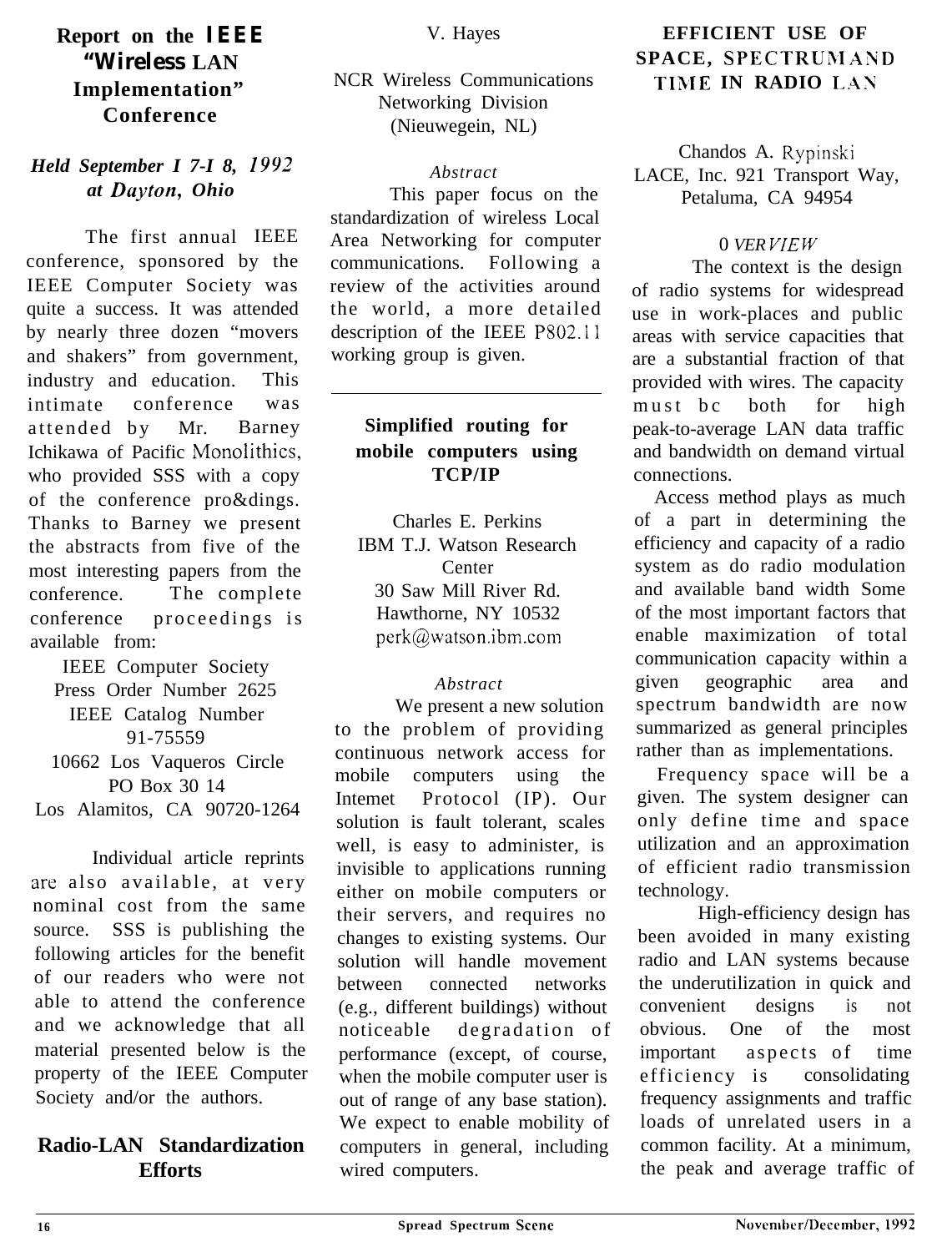## Report on the IEEE "Wireless LAN Implementation" Conference

### *Held September 17-18, 1992 at Dayton, Ohio*

The first annual IEEE conference, sponsored by the IEEE Computer Society was quite a success. It was attended by nearly three dozen "movers and shakers" from government, industry and education. This intimate conference was attended by Mr. Barney Ichikawa of Pacific Monolithics, who provided SSS with a copy of the conference pro&dings. Thanks to Barney we present the abstracts from five of the most interesting papers from the conference. The complete conference proceedings is available from:

IEEE Computer Society
Press Order Number 2625
IEEE Catalog Number
91-75559
10662 Los Vaqueros Circle
PO Box 30 14
Los Alamitos, CA 90720-1264

Individual article reprints are also available, at very nominal cost from the same source. SSS is publishing the following articles for the benefit of our readers who were not able to attend the conference and we acknowledge that all material presented below is the property of the IEEE Computer Society and/or the authors.

### Radio-LAN Standardization Efforts

V. Hayes

NCR Wireless Communications Networking Division (Nieuwegein, NL)

*Abstract*

This paper focus on the standardization of wireless Local Area Networking for computer communications. Following a review of the activities around the world, a more detailed description of the IEEE P802.11 working group is given.

---

### Simplified routing for mobile computers using TCP/IP

Charles E. Perkins
IBM T.J. Watson Research Center
30 Saw Mill River Rd.
Hawthorne, NY 10532
perk@watson.ibm.com

*Abstract*

We present a new solution to the problem of providing continuous network access for mobile computers using the Intemet Protocol (IP). Our solution is fault tolerant, scales well, is easy to administer, is invisible to applications running either on mobile computers or their servers, and requires no changes to existing systems. Our solution will handle movement between connected networks (e.g., different buildings) without noticeable degradation of performance (except, of course, when the mobile computer user is out of range of any base station). We expect to enable mobility of computers in general, including wired computers.

### EFFICIENT USE OF SPACE, SPECTRUM AND TIME IN RADIO LAN

Chandos A. Rypinski
LACE, Inc. 921 Transport Way, Petaluma, CA 94954

*OVERVIEW*

The context is the design of radio systems for widespread use in work-places and public areas with service capacities that are a substantial fraction of that provided with wires. The capacity must bc both for high peak-to-average LAN data traffic and bandwidth on demand virtual connections.

Access method plays as much of a part in determining the efficiency and capacity of a radio system as do radio modulation and available band width Some of the most important factors that enable maximization of total communication capacity within a given geographic area and spectrum bandwidth are now summarized as general principles rather than as implementations.

Frequency space will be a given. The system designer can only define time and space utilization and an approximation of efficient radio transmission technology.

High-efficiency design has been avoided in many existing radio and LAN systems because the underutilization in quick and convenient designs is not obvious. One of the most important aspects of time efficiency is consolidating frequency assignments and traffic loads of unrelated users in a common facility. At a minimum, the peak and average traffic of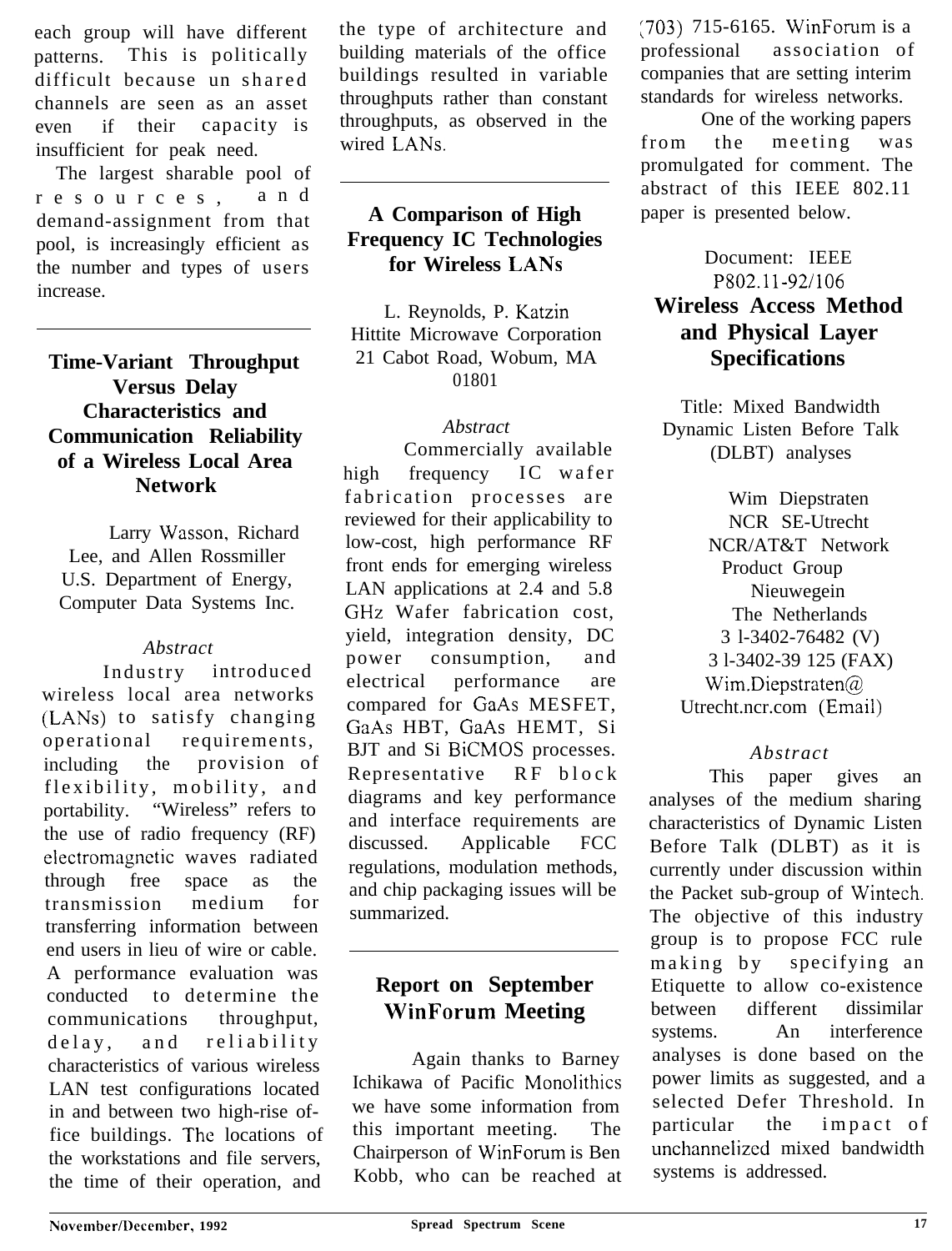each group will have different patterns. This is politically difficult because un shared channels are seen as an asset even if their capacity is insufficient for peak need.

The largest sharable pool of resources, and demand-assignment from that pool, is increasingly efficient as the number and types of users increase.

## Time-Variant Throughput Versus Delay Characteristics and Communication Reliability of a Wireless Local Area Network

Larry Wasson, Richard Lee, and Allen Rossmiller
U.S. Department of Energy,
Computer Data Systems Inc.

*Abstract*

Industry introduced wireless local area networks (LANs) to satisfy changing operational requirements, including the provision of flexibility, mobility, and portability. "Wireless" refers to the use of radio frequency (RF) electromagnetic waves radiated through free space as the transmission medium for transferring information between end users in lieu of wire or cable. A performance evaluation was conducted to determine the communications throughput, delay, and reliability characteristics of various wireless LAN test configurations located in and between two high-rise office buildings. The locations of the workstations and file servers, the time of their operation, and the type of architecture and building materials of the office buildings resulted in variable throughputs rather than constant throughputs, as observed in the wired LANs.

## A Comparison of High Frequency IC Technologies for Wireless LANs

L. Reynolds, P. Katzin
Hittite Microwave Corporation
21 Cabot Road, Wobum, MA
01801

*Abstract*

Commercially available high frequency IC wafer fabrication processes are reviewed for their applicability to low-cost, high performance RF front ends for emerging wireless LAN applications at 2.4 and 5.8 GHz Wafer fabrication cost, yield, integration density, DC power consumption, and electrical performance are compared for GaAs MESFET, GaAs HBT, GaAs HEMT, Si BJT and Si BiCMOS processes. Representative RF block diagrams and key performance and interface requirements are discussed. Applicable FCC regulations, modulation methods, and chip packaging issues will be summarized.

## Report on September WinForum Meeting

Again thanks to Barney Ichikawa of Pacific Monolithics we have some information from this important meeting. The Chairperson of WinForum is Ben Kobb, who can be reached at (703) 715-6165. WinForum is a professional association of companies that are setting interim standards for wireless networks.

One of the working papers from the meeting was promulgated for comment. The abstract of this IEEE 802.11 paper is presented below.

Document: IEEE
P802.11-92/106

## Wireless Access Method and Physical Layer Specifications

Title: Mixed Bandwidth Dynamic Listen Before Talk (DLBT) analyses

Wim Diepstraten
NCR SE-Utrecht
NCR/AT&T Network
Product Group
Nieuwegein
The Netherlands
3 l-3402-76482 (V)
3 l-3402-39 125 (FAX)
Wim.Diepstraten@
Utrecht.ncr.com (Email)

*Abstract*

This paper gives an analyses of the medium sharing characteristics of Dynamic Listen Before Talk (DLBT) as it is currently under discussion within the Packet sub-group of Wintech. The objective of this industry group is to propose FCC rule making by specifying an Etiquette to allow co-existence between different dissimilar systems. An interference analyses is done based on the power limits as suggested, and a selected Defer Threshold. In particular the impact of unchannelized mixed bandwidth systems is addressed.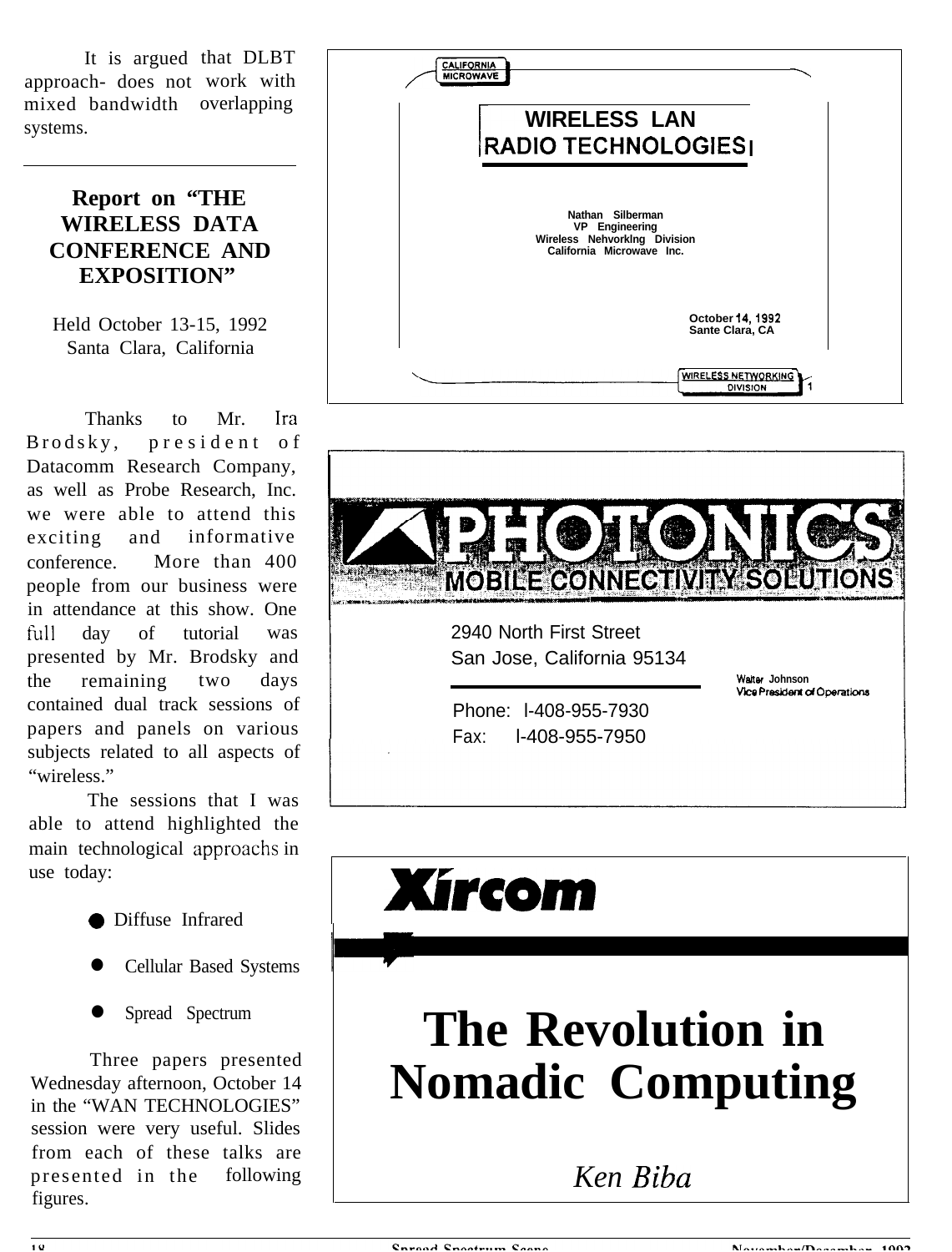It is argued that DLBT approach- does not work with mixed bandwidth overlapping systems.

## Report on "THE WIRELESS DATA CONFERENCE AND EXPOSITION"

Held October 13-15, 1992
Santa Clara, California

Thanks to Mr. Ira Brodsky, president of Datacomm Research Company, as well as Probe Research, Inc. we were able to attend this exciting and informative conference. More than 400 people from our business were in attendance at this show. One full day of tutorial was presented by Mr. Brodsky and the remaining two days contained dual track sessions of papers and panels on various subjects related to all aspects of "wireless."

The sessions that I was able to attend highlighted the main technological approachs in use today:

- Diffuse Infrared
- Cellular Based Systems
- Spread Spectrum

Three papers presented Wednesday afternoon, October 14 in the "WAN TECHNOLOGIES" session were very useful. Slides from each of these talks are presented in the following figures.

CALIFORNIA MICROWAVE

**WIRELESS LAN RADIO TECHNOLOGIES**

Nathan Silberman
VP Engineering
Wireless Nehvorklng Division
California Microwave Inc.

October 14, 1992
Sante Clara, CA

WIRELESS NETWORKING DIVISION
1

**PHOTONICS**
MOBILE CONNECTIVITY SOLUTIONS

2940 North First Street
San Jose, California 95134

Walter Johnson
Vice President of Operations

Phone: I-408-955-7930
Fax: I-408-955-7950

**Xircom**

# The Revolution in Nomadic Computing

*Ken Biba*